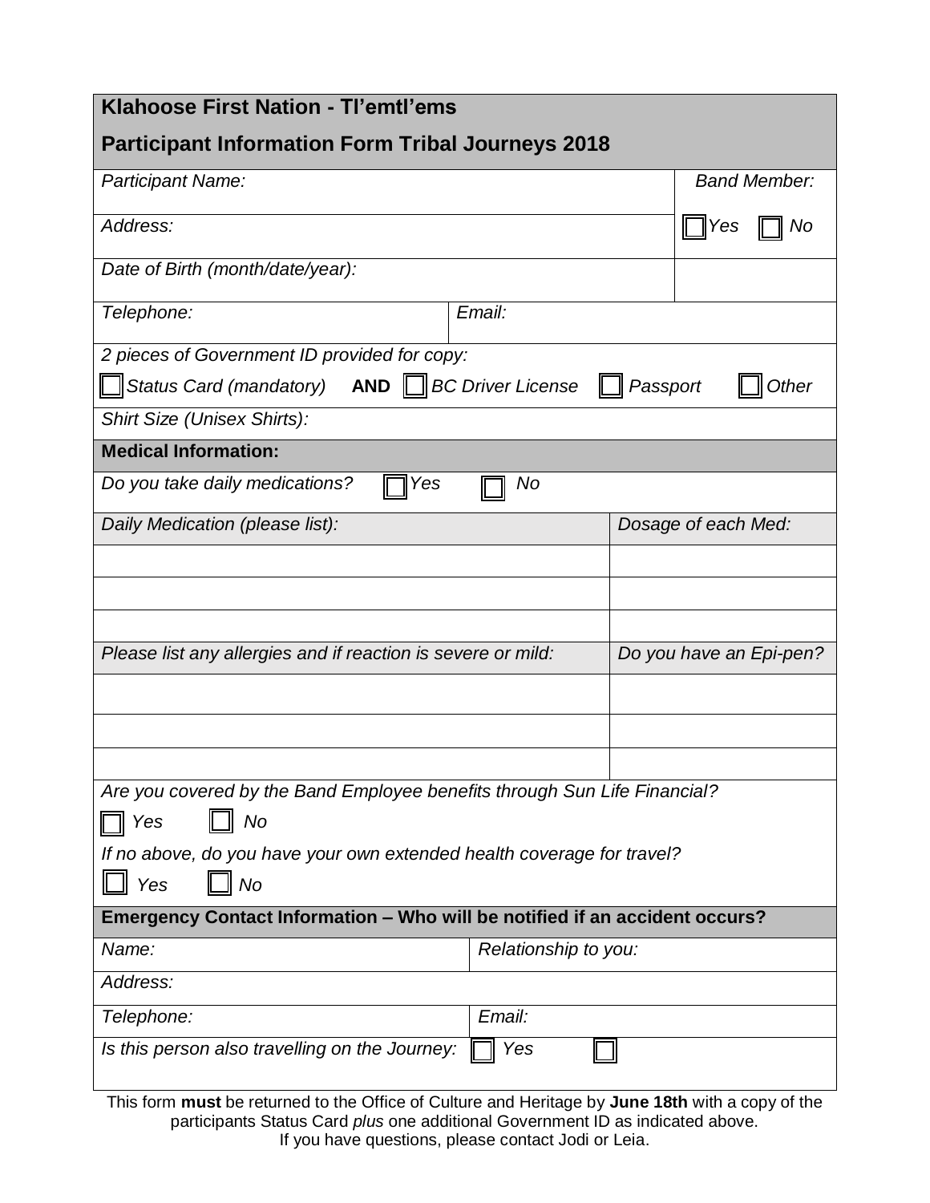## Klahoose First Nation - Tl'emtl'ems

## Participant Information Form Tribal Journeys 2018

| *Participant Name:* | *Band Member:* |
|---|---|
| *Address:* | ☐ *Yes* ☐ *No* |
| *Date of Birth (month/date/year):* | |

| *Telephone:* | *Email:* |
|---|---|

*2 pieces of Government ID provided for copy:*

☐ *Status Card (mandatory)* **AND** ☐ *BC Driver License* ☐ *Passport* ☐ *Other*

*Shirt Size (Unisex Shirts):*

**Medical Information:**

*Do you take daily medications?* ☐ *Yes* ☐ *No*

| *Daily Medication (please list):* | *Dosage of each Med:* |
|---|---|
| | |
| | |
| | |

| *Please list any allergies and if reaction is severe or mild:* | *Do you have an Epi-pen?* |
|---|---|
| | |
| | |
| | |

*Are you covered by the Band Employee benefits through Sun Life Financial?*

☐ *Yes* ☐ *No*

*If no above, do you have your own extended health coverage for travel?*

☐ *Yes* ☐ *No*

**Emergency Contact Information – Who will be notified if an accident occurs?**

| *Name:* | *Relationship to you:* |
|---|---|
| *Address:* | |
| *Telephone:* | *Email:* |
| *Is this person also travelling on the Journey:* | ☐ *Yes* ☐ |

This form **must** be returned to the Office of Culture and Heritage by **June 18th** with a copy of the participants Status Card *plus* one additional Government ID as indicated above.
If you have questions, please contact Jodi or Leia.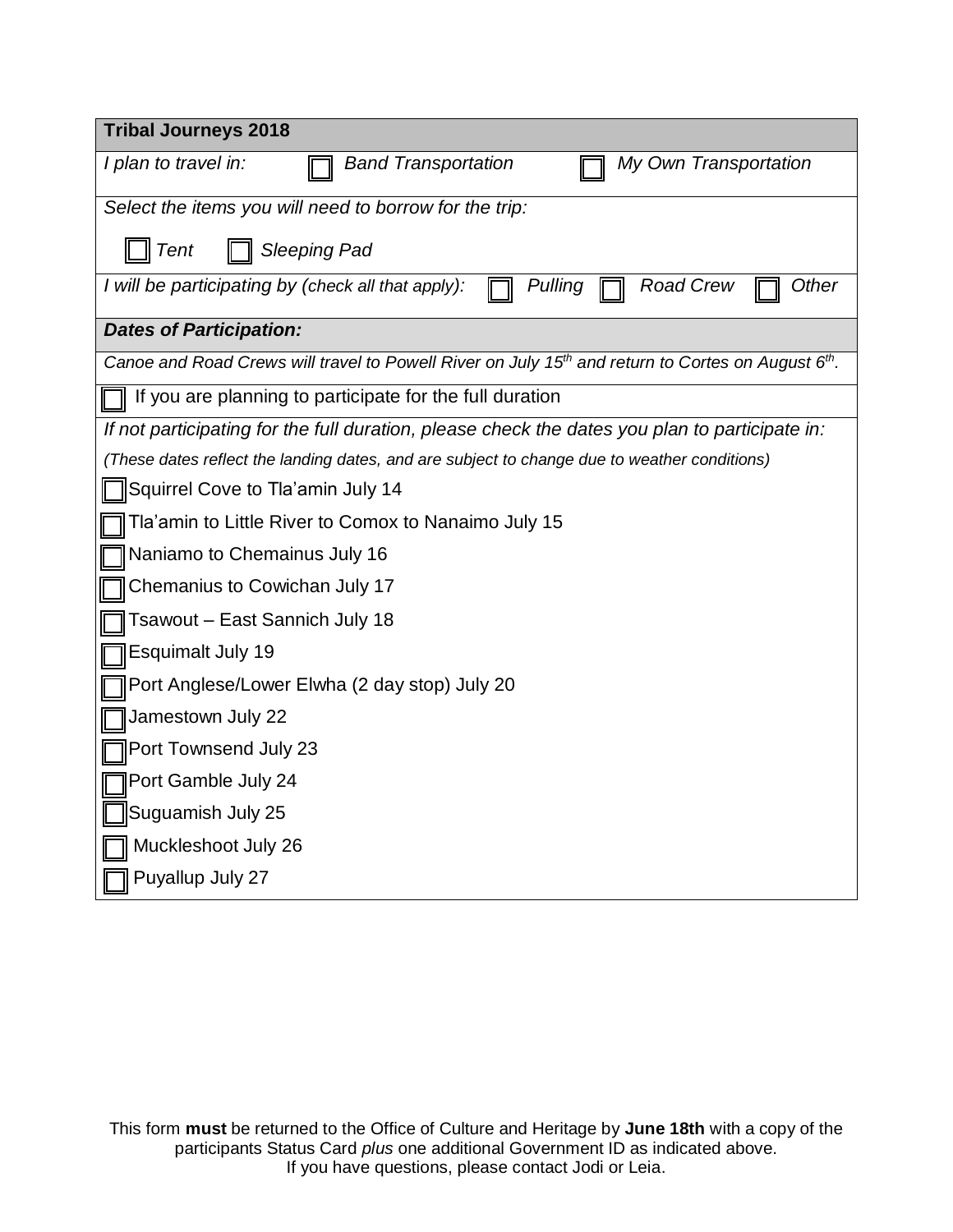**Tribal Journeys 2018**

*I plan to travel in:* ☐ *Band Transportation* ☐ *My Own Transportation*

*Select the items you will need to borrow for the trip:*

☐ *Tent* ☐ *Sleeping Pad*

*I will be participating by (check all that apply):* ☐ *Pulling* ☐ *Road Crew* ☐ *Other*

***Dates of Participation:***

*Canoe and Road Crews will travel to Powell River on July 15th and return to Cortes on August 6th.*

☐ If you are planning to participate for the full duration

*If not participating for the full duration, please check the dates you plan to participate in:*

*(These dates reflect the landing dates, and are subject to change due to weather conditions)*

- ☐ Squirrel Cove to Tla'amin July 14
- ☐ Tla'amin to Little River to Comox to Nanaimo July 15
- ☐ Naniamo to Chemainus July 16
- ☐ Chemanius to Cowichan July 17
- ☐ Tsawout – East Sannich July 18
- ☐ Esquimalt July 19
- ☐ Port Anglese/Lower Elwha (2 day stop) July 20
- ☐ Jamestown July 22
- ☐ Port Townsend July 23
- ☐ Port Gamble July 24
- ☐ Suguamish July 25
- ☐ Muckleshoot July 26
- ☐ Puyallup July 27

This form **must** be returned to the Office of Culture and Heritage by **June 18th** with a copy of the participants Status Card *plus* one additional Government ID as indicated above.
If you have questions, please contact Jodi or Leia.